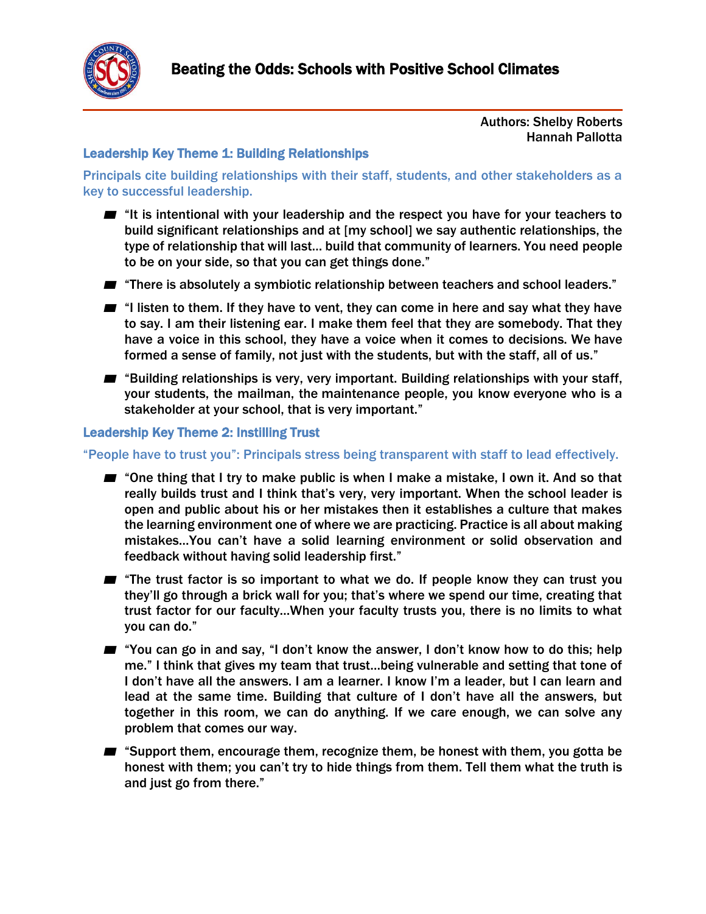# Beating the Odds: Schools with Positive School Climates

Authors: Shelby Roberts
Hannah Pallotta

## Leadership Key Theme 1: Building Relationships

Principals cite building relationships with their staff, students, and other stakeholders as a key to successful leadership.

- "It is intentional with your leadership and the respect you have for your teachers to build significant relationships and at [my school] we say authentic relationships, the type of relationship that will last… build that community of learners. You need people to be on your side, so that you can get things done."
- "There is absolutely a symbiotic relationship between teachers and school leaders."
- "I listen to them. If they have to vent, they can come in here and say what they have to say. I am their listening ear. I make them feel that they are somebody. That they have a voice in this school, they have a voice when it comes to decisions. We have formed a sense of family, not just with the students, but with the staff, all of us."
- "Building relationships is very, very important. Building relationships with your staff, your students, the mailman, the maintenance people, you know everyone who is a stakeholder at your school, that is very important."

## Leadership Key Theme 2: Instilling Trust

"People have to trust you": Principals stress being transparent with staff to lead effectively.

- "One thing that I try to make public is when I make a mistake, I own it. And so that really builds trust and I think that's very, very important. When the school leader is open and public about his or her mistakes then it establishes a culture that makes the learning environment one of where we are practicing. Practice is all about making mistakes…You can't have a solid learning environment or solid observation and feedback without having solid leadership first."
- "The trust factor is so important to what we do. If people know they can trust you they'll go through a brick wall for you; that's where we spend our time, creating that trust factor for our faculty…When your faculty trusts you, there is no limits to what you can do."
- "You can go in and say, "I don't know the answer, I don't know how to do this; help me." I think that gives my team that trust…being vulnerable and setting that tone of I don't have all the answers. I am a learner. I know I'm a leader, but I can learn and lead at the same time. Building that culture of I don't have all the answers, but together in this room, we can do anything. If we care enough, we can solve any problem that comes our way.
- "Support them, encourage them, recognize them, be honest with them, you gotta be honest with them; you can't try to hide things from them. Tell them what the truth is and just go from there."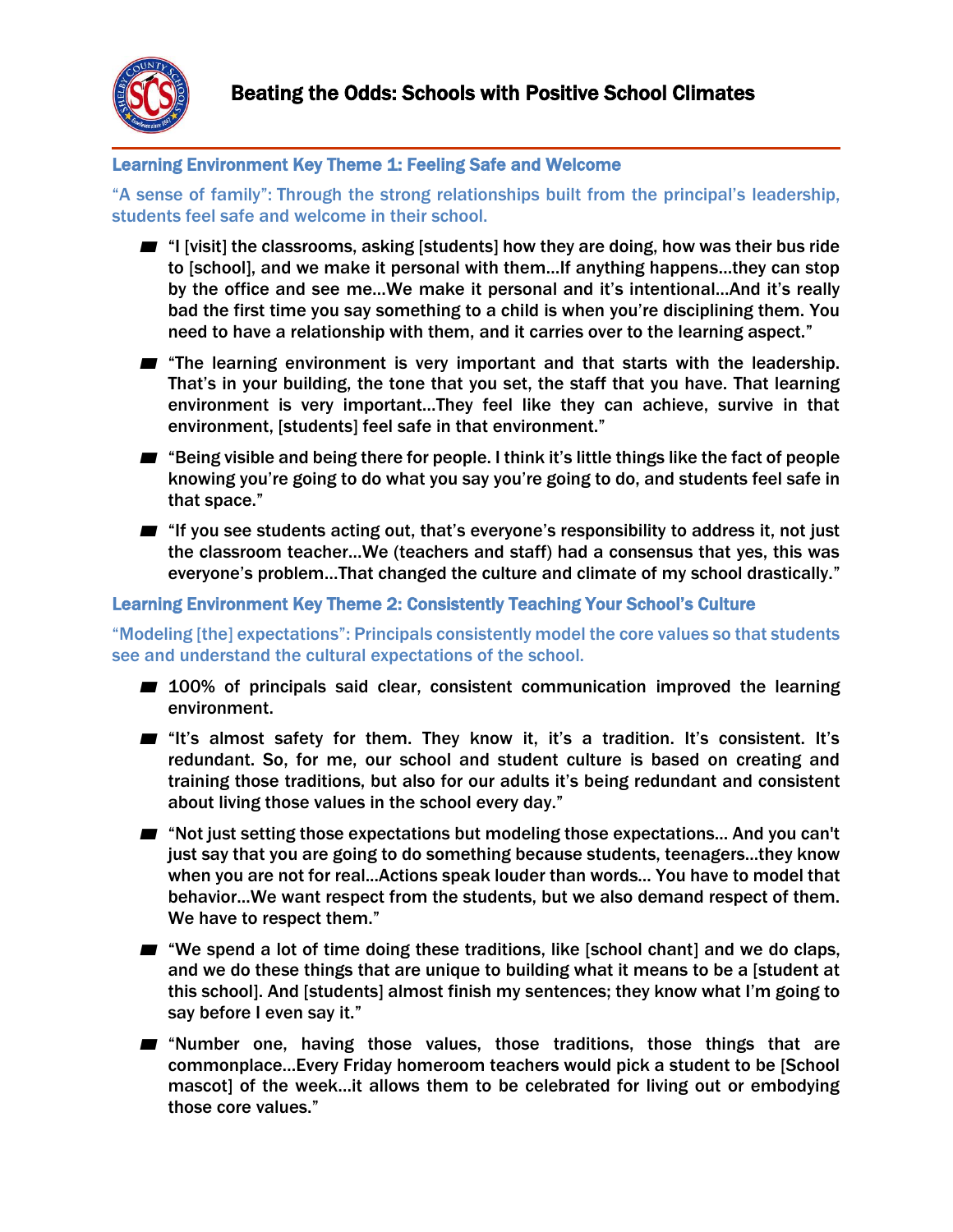# Beating the Odds: Schools with Positive School Climates

## Learning Environment Key Theme 1: Feeling Safe and Welcome

"A sense of family": Through the strong relationships built from the principal's leadership, students feel safe and welcome in their school.

- "I [visit] the classrooms, asking [students] how they are doing, how was their bus ride to [school], and we make it personal with them…If anything happens…they can stop by the office and see me…We make it personal and it's intentional…And it's really bad the first time you say something to a child is when you're disciplining them. You need to have a relationship with them, and it carries over to the learning aspect."
- "The learning environment is very important and that starts with the leadership. That's in your building, the tone that you set, the staff that you have. That learning environment is very important…They feel like they can achieve, survive in that environment, [students] feel safe in that environment."
- "Being visible and being there for people. I think it's little things like the fact of people knowing you're going to do what you say you're going to do, and students feel safe in that space."
- "If you see students acting out, that's everyone's responsibility to address it, not just the classroom teacher…We (teachers and staff) had a consensus that yes, this was everyone's problem…That changed the culture and climate of my school drastically."

## Learning Environment Key Theme 2: Consistently Teaching Your School's Culture

"Modeling [the] expectations": Principals consistently model the core values so that students see and understand the cultural expectations of the school.

- 100% of principals said clear, consistent communication improved the learning environment.
- "It's almost safety for them. They know it, it's a tradition. It's consistent. It's redundant. So, for me, our school and student culture is based on creating and training those traditions, but also for our adults it's being redundant and consistent about living those values in the school every day."
- "Not just setting those expectations but modeling those expectations… And you can't just say that you are going to do something because students, teenagers…they know when you are not for real…Actions speak louder than words… You have to model that behavior…We want respect from the students, but we also demand respect of them. We have to respect them."
- "We spend a lot of time doing these traditions, like [school chant] and we do claps, and we do these things that are unique to building what it means to be a [student at this school]. And [students] almost finish my sentences; they know what I'm going to say before I even say it."
- "Number one, having those values, those traditions, those things that are commonplace…Every Friday homeroom teachers would pick a student to be [School mascot] of the week…it allows them to be celebrated for living out or embodying those core values."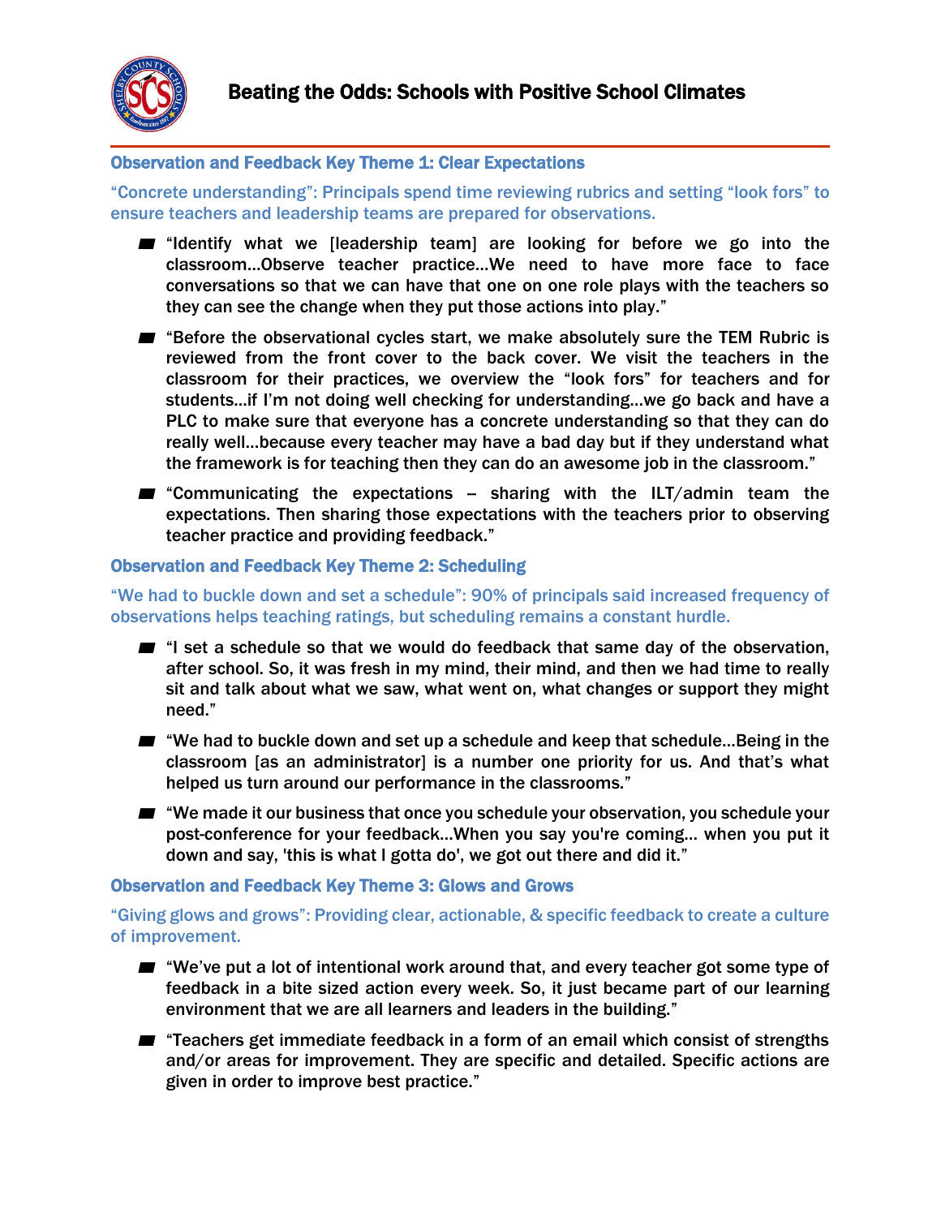# Beating the Odds: Schools with Positive School Climates

### Observation and Feedback Key Theme 1: Clear Expectations

"Concrete understanding": Principals spend time reviewing rubrics and setting "look fors" to ensure teachers and leadership teams are prepared for observations.

- "Identify what we [leadership team] are looking for before we go into the classroom…Observe teacher practice…We need to have more face to face conversations so that we can have that one on one role plays with the teachers so they can see the change when they put those actions into play."
- "Before the observational cycles start, we make absolutely sure the TEM Rubric is reviewed from the front cover to the back cover. We visit the teachers in the classroom for their practices, we overview the "look fors" for teachers and for students…if I'm not doing well checking for understanding…we go back and have a PLC to make sure that everyone has a concrete understanding so that they can do really well…because every teacher may have a bad day but if they understand what the framework is for teaching then they can do an awesome job in the classroom."
- "Communicating the expectations – sharing with the ILT/admin team the expectations. Then sharing those expectations with the teachers prior to observing teacher practice and providing feedback."

### Observation and Feedback Key Theme 2: Scheduling

"We had to buckle down and set a schedule": 90% of principals said increased frequency of observations helps teaching ratings, but scheduling remains a constant hurdle.

- "I set a schedule so that we would do feedback that same day of the observation, after school. So, it was fresh in my mind, their mind, and then we had time to really sit and talk about what we saw, what went on, what changes or support they might need."
- "We had to buckle down and set up a schedule and keep that schedule…Being in the classroom [as an administrator] is a number one priority for us. And that's what helped us turn around our performance in the classrooms."
- "We made it our business that once you schedule your observation, you schedule your post-conference for your feedback…When you say you're coming… when you put it down and say, 'this is what I gotta do', we got out there and did it."

### Observation and Feedback Key Theme 3: Glows and Grows

"Giving glows and grows": Providing clear, actionable, & specific feedback to create a culture of improvement.

- "We've put a lot of intentional work around that, and every teacher got some type of feedback in a bite sized action every week. So, it just became part of our learning environment that we are all learners and leaders in the building."
- "Teachers get immediate feedback in a form of an email which consist of strengths and/or areas for improvement. They are specific and detailed. Specific actions are given in order to improve best practice."